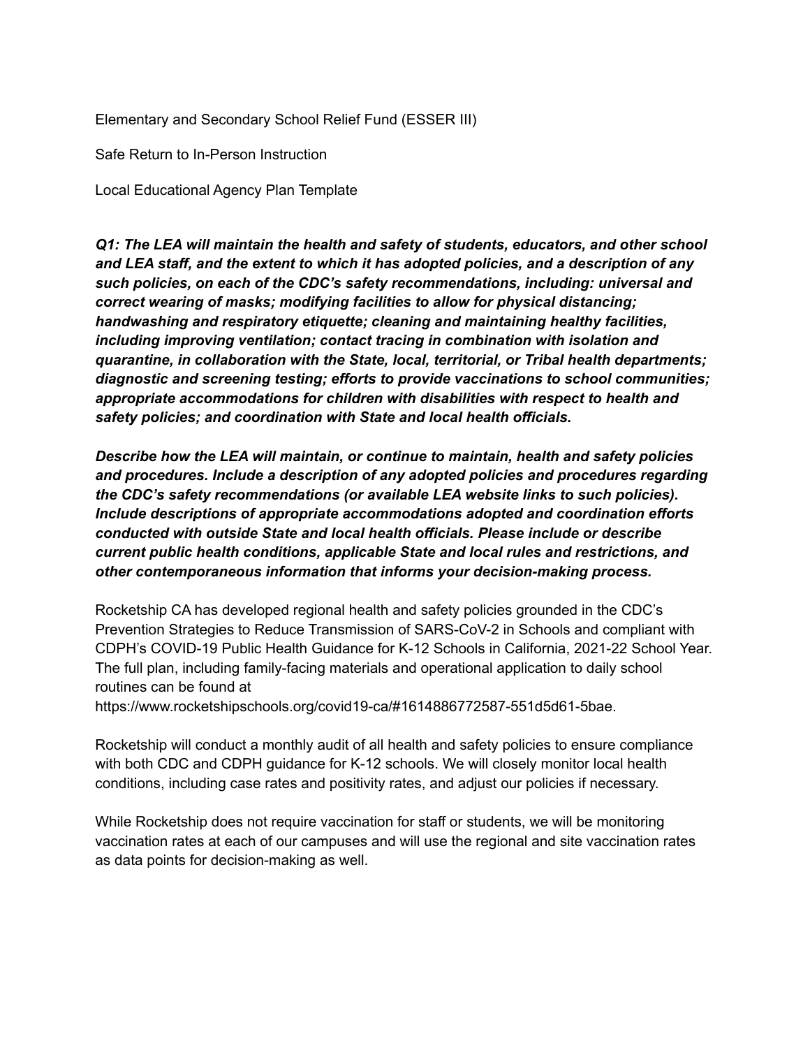Elementary and Secondary School Relief Fund (ESSER III)

Safe Return to In-Person Instruction

Local Educational Agency Plan Template

***Q1: The LEA will maintain the health and safety of students, educators, and other school and LEA staff, and the extent to which it has adopted policies, and a description of any such policies, on each of the CDC's safety recommendations, including: universal and correct wearing of masks; modifying facilities to allow for physical distancing; handwashing and respiratory etiquette; cleaning and maintaining healthy facilities, including improving ventilation; contact tracing in combination with isolation and quarantine, in collaboration with the State, local, territorial, or Tribal health departments; diagnostic and screening testing; efforts to provide vaccinations to school communities; appropriate accommodations for children with disabilities with respect to health and safety policies; and coordination with State and local health officials.***

***Describe how the LEA will maintain, or continue to maintain, health and safety policies and procedures. Include a description of any adopted policies and procedures regarding the CDC's safety recommendations (or available LEA website links to such policies). Include descriptions of appropriate accommodations adopted and coordination efforts conducted with outside State and local health officials. Please include or describe current public health conditions, applicable State and local rules and restrictions, and other contemporaneous information that informs your decision-making process.***

Rocketship CA has developed regional health and safety policies grounded in the CDC's Prevention Strategies to Reduce Transmission of SARS-CoV-2 in Schools and compliant with CDPH's COVID-19 Public Health Guidance for K-12 Schools in California, 2021-22 School Year. The full plan, including family-facing materials and operational application to daily school routines can be found at https://www.rocketshipschools.org/covid19-ca/#1614886772587-551d5d61-5bae.

Rocketship will conduct a monthly audit of all health and safety policies to ensure compliance with both CDC and CDPH guidance for K-12 schools. We will closely monitor local health conditions, including case rates and positivity rates, and adjust our policies if necessary.

While Rocketship does not require vaccination for staff or students, we will be monitoring vaccination rates at each of our campuses and will use the regional and site vaccination rates as data points for decision-making as well.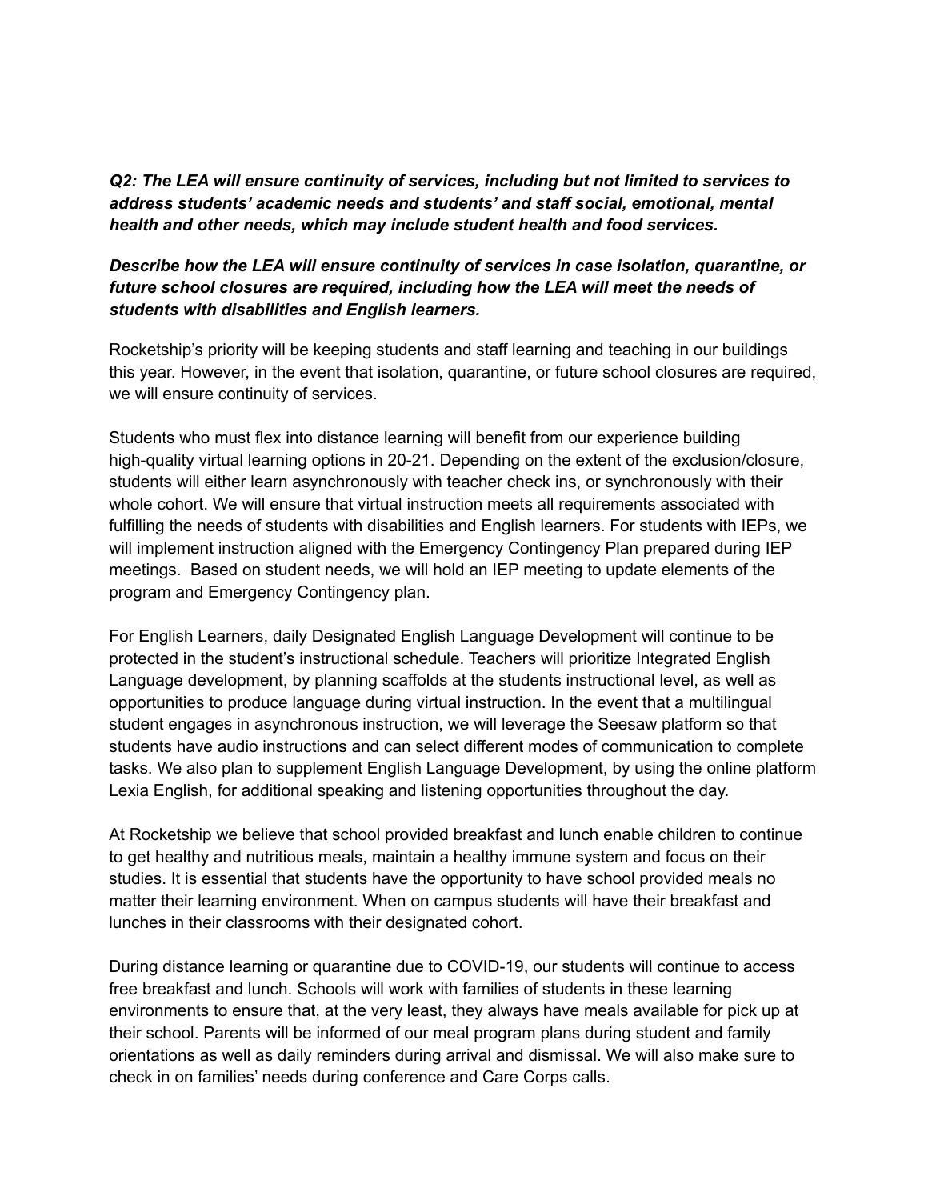***Q2: The LEA will ensure continuity of services, including but not limited to services to address students' academic needs and students' and staff social, emotional, mental health and other needs, which may include student health and food services.***

***Describe how the LEA will ensure continuity of services in case isolation, quarantine, or future school closures are required, including how the LEA will meet the needs of students with disabilities and English learners.***

Rocketship's priority will be keeping students and staff learning and teaching in our buildings this year. However, in the event that isolation, quarantine, or future school closures are required, we will ensure continuity of services.

Students who must flex into distance learning will benefit from our experience building high-quality virtual learning options in 20-21. Depending on the extent of the exclusion/closure, students will either learn asynchronously with teacher check ins, or synchronously with their whole cohort. We will ensure that virtual instruction meets all requirements associated with fulfilling the needs of students with disabilities and English learners. For students with IEPs, we will implement instruction aligned with the Emergency Contingency Plan prepared during IEP meetings. Based on student needs, we will hold an IEP meeting to update elements of the program and Emergency Contingency plan.

For English Learners, daily Designated English Language Development will continue to be protected in the student's instructional schedule. Teachers will prioritize Integrated English Language development, by planning scaffolds at the students instructional level, as well as opportunities to produce language during virtual instruction. In the event that a multilingual student engages in asynchronous instruction, we will leverage the Seesaw platform so that students have audio instructions and can select different modes of communication to complete tasks. We also plan to supplement English Language Development, by using the online platform Lexia English, for additional speaking and listening opportunities throughout the day.

At Rocketship we believe that school provided breakfast and lunch enable children to continue to get healthy and nutritious meals, maintain a healthy immune system and focus on their studies. It is essential that students have the opportunity to have school provided meals no matter their learning environment. When on campus students will have their breakfast and lunches in their classrooms with their designated cohort.

During distance learning or quarantine due to COVID-19, our students will continue to access free breakfast and lunch. Schools will work with families of students in these learning environments to ensure that, at the very least, they always have meals available for pick up at their school. Parents will be informed of our meal program plans during student and family orientations as well as daily reminders during arrival and dismissal. We will also make sure to check in on families' needs during conference and Care Corps calls.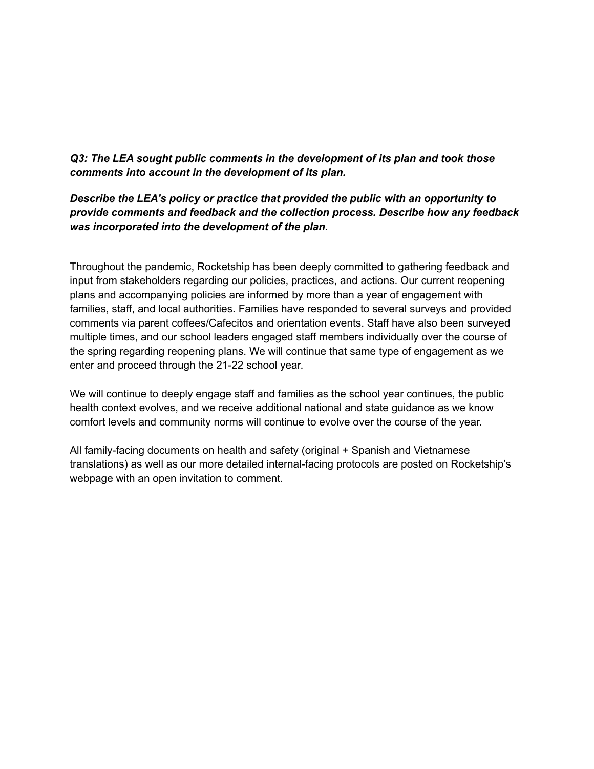***Q3: The LEA sought public comments in the development of its plan and took those comments into account in the development of its plan.***

***Describe the LEA's policy or practice that provided the public with an opportunity to provide comments and feedback and the collection process. Describe how any feedback was incorporated into the development of the plan.***

Throughout the pandemic, Rocketship has been deeply committed to gathering feedback and input from stakeholders regarding our policies, practices, and actions. Our current reopening plans and accompanying policies are informed by more than a year of engagement with families, staff, and local authorities. Families have responded to several surveys and provided comments via parent coffees/Cafecitos and orientation events. Staff have also been surveyed multiple times, and our school leaders engaged staff members individually over the course of the spring regarding reopening plans. We will continue that same type of engagement as we enter and proceed through the 21-22 school year.

We will continue to deeply engage staff and families as the school year continues, the public health context evolves, and we receive additional national and state guidance as we know comfort levels and community norms will continue to evolve over the course of the year.

All family-facing documents on health and safety (original + Spanish and Vietnamese translations) as well as our more detailed internal-facing protocols are posted on Rocketship's webpage with an open invitation to comment.